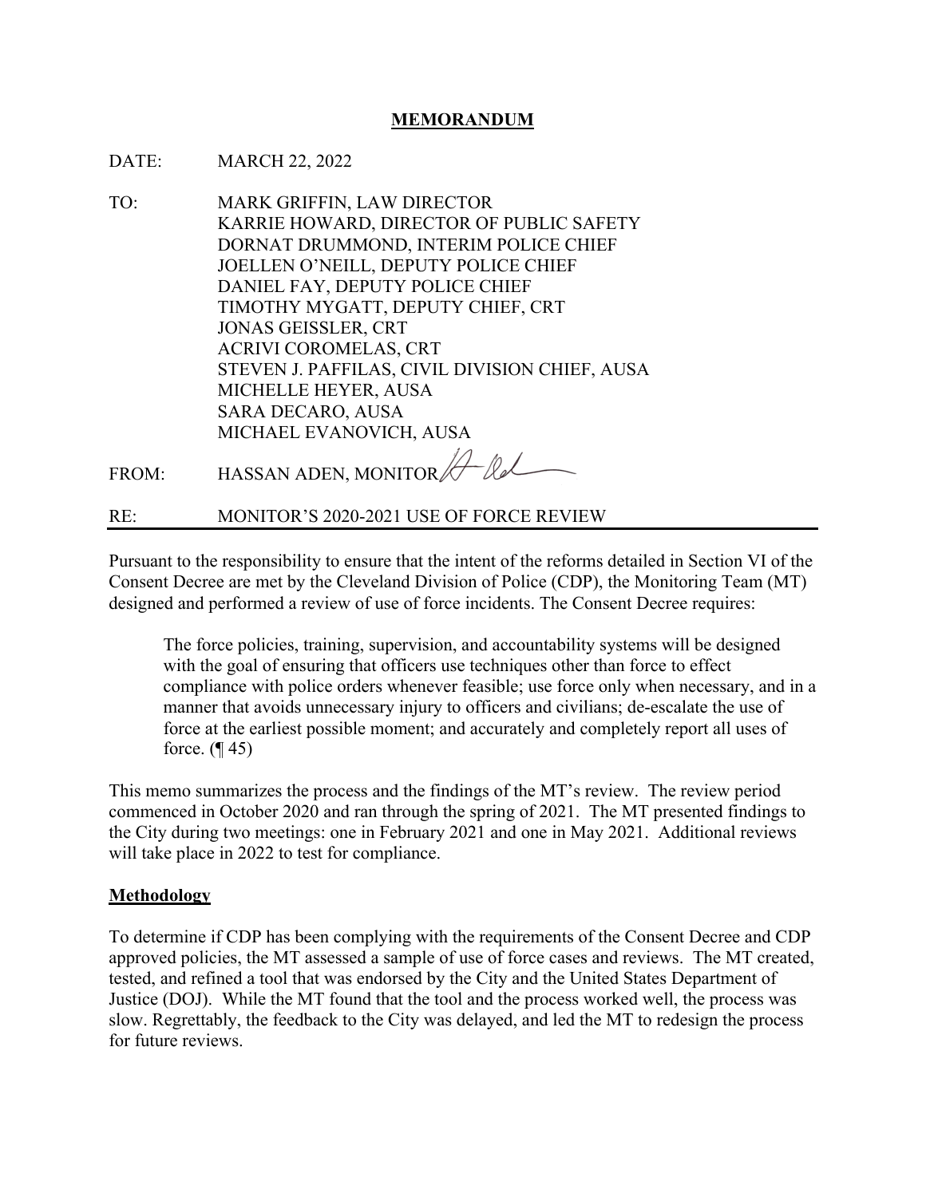**MEMORANDUM**

DATE: MARCH 22, 2022

TO: MARK GRIFFIN, LAW DIRECTOR
KARRIE HOWARD, DIRECTOR OF PUBLIC SAFETY
DORNAT DRUMMOND, INTERIM POLICE CHIEF
JOELLEN O'NEILL, DEPUTY POLICE CHIEF
DANIEL FAY, DEPUTY POLICE CHIEF
TIMOTHY MYGATT, DEPUTY CHIEF, CRT
JONAS GEISSLER, CRT
ACRIVI COROMELAS, CRT
STEVEN J. PAFFILAS, CIVIL DIVISION CHIEF, AUSA
MICHELLE HEYER, AUSA
SARA DECARO, AUSA
MICHAEL EVANOVICH, AUSA

FROM: HASSAN ADEN, MONITOR

RE: MONITOR'S 2020-2021 USE OF FORCE REVIEW

---

Pursuant to the responsibility to ensure that the intent of the reforms detailed in Section VI of the Consent Decree are met by the Cleveland Division of Police (CDP), the Monitoring Team (MT) designed and performed a review of use of force incidents. The Consent Decree requires:

> The force policies, training, supervision, and accountability systems will be designed with the goal of ensuring that officers use techniques other than force to effect compliance with police orders whenever feasible; use force only when necessary, and in a manner that avoids unnecessary injury to officers and civilians; de-escalate the use of force at the earliest possible moment; and accurately and completely report all uses of force. (¶ 45)

This memo summarizes the process and the findings of the MT's review. The review period commenced in October 2020 and ran through the spring of 2021. The MT presented findings to the City during two meetings: one in February 2021 and one in May 2021. Additional reviews will take place in 2022 to test for compliance.

## Methodology

To determine if CDP has been complying with the requirements of the Consent Decree and CDP approved policies, the MT assessed a sample of use of force cases and reviews. The MT created, tested, and refined a tool that was endorsed by the City and the United States Department of Justice (DOJ). While the MT found that the tool and the process worked well, the process was slow. Regrettably, the feedback to the City was delayed, and led the MT to redesign the process for future reviews.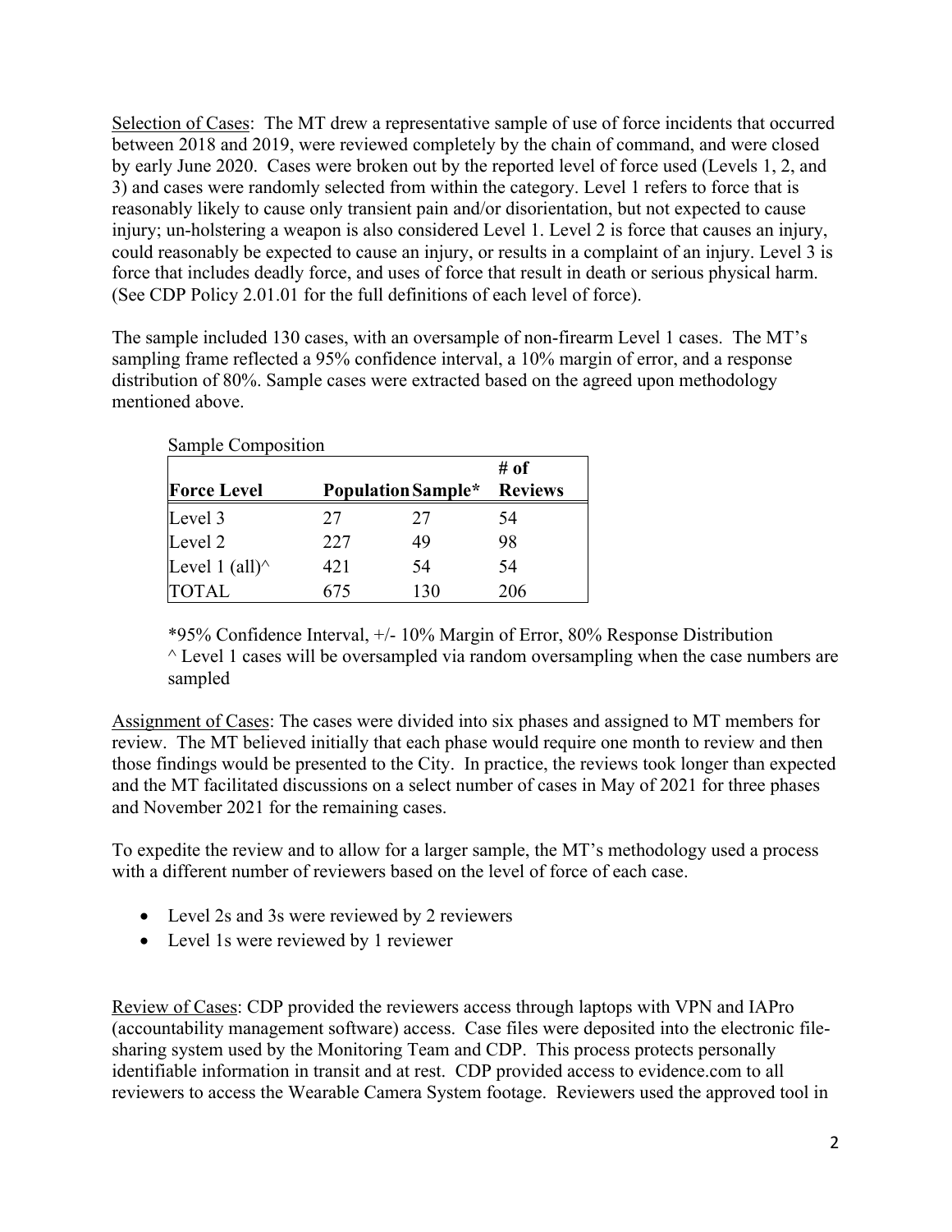Selection of Cases: The MT drew a representative sample of use of force incidents that occurred between 2018 and 2019, were reviewed completely by the chain of command, and were closed by early June 2020. Cases were broken out by the reported level of force used (Levels 1, 2, and 3) and cases were randomly selected from within the category. Level 1 refers to force that is reasonably likely to cause only transient pain and/or disorientation, but not expected to cause injury; un-holstering a weapon is also considered Level 1. Level 2 is force that causes an injury, could reasonably be expected to cause an injury, or results in a complaint of an injury. Level 3 is force that includes deadly force, and uses of force that result in death or serious physical harm. (See CDP Policy 2.01.01 for the full definitions of each level of force).

The sample included 130 cases, with an oversample of non-firearm Level 1 cases. The MT's sampling frame reflected a 95% confidence interval, a 10% margin of error, and a response distribution of 80%. Sample cases were extracted based on the agreed upon methodology mentioned above.

Sample Composition

| Force Level | Population | Sample* | # of Reviews |
|---|---|---|---|
| Level 3 | 27 | 27 | 54 |
| Level 2 | 227 | 49 | 98 |
| Level 1 (all)^ | 421 | 54 | 54 |
| TOTAL | 675 | 130 | 206 |

*95% Confidence Interval, +/- 10% Margin of Error, 80% Response Distribution
^ Level 1 cases will be oversampled via random oversampling when the case numbers are sampled

Assignment of Cases: The cases were divided into six phases and assigned to MT members for review. The MT believed initially that each phase would require one month to review and then those findings would be presented to the City. In practice, the reviews took longer than expected and the MT facilitated discussions on a select number of cases in May of 2021 for three phases and November 2021 for the remaining cases.

To expedite the review and to allow for a larger sample, the MT's methodology used a process with a different number of reviewers based on the level of force of each case.

- Level 2s and 3s were reviewed by 2 reviewers
- Level 1s were reviewed by 1 reviewer

Review of Cases: CDP provided the reviewers access through laptops with VPN and IAPro (accountability management software) access. Case files were deposited into the electronic file-sharing system used by the Monitoring Team and CDP. This process protects personally identifiable information in transit and at rest. CDP provided access to evidence.com to all reviewers to access the Wearable Camera System footage. Reviewers used the approved tool in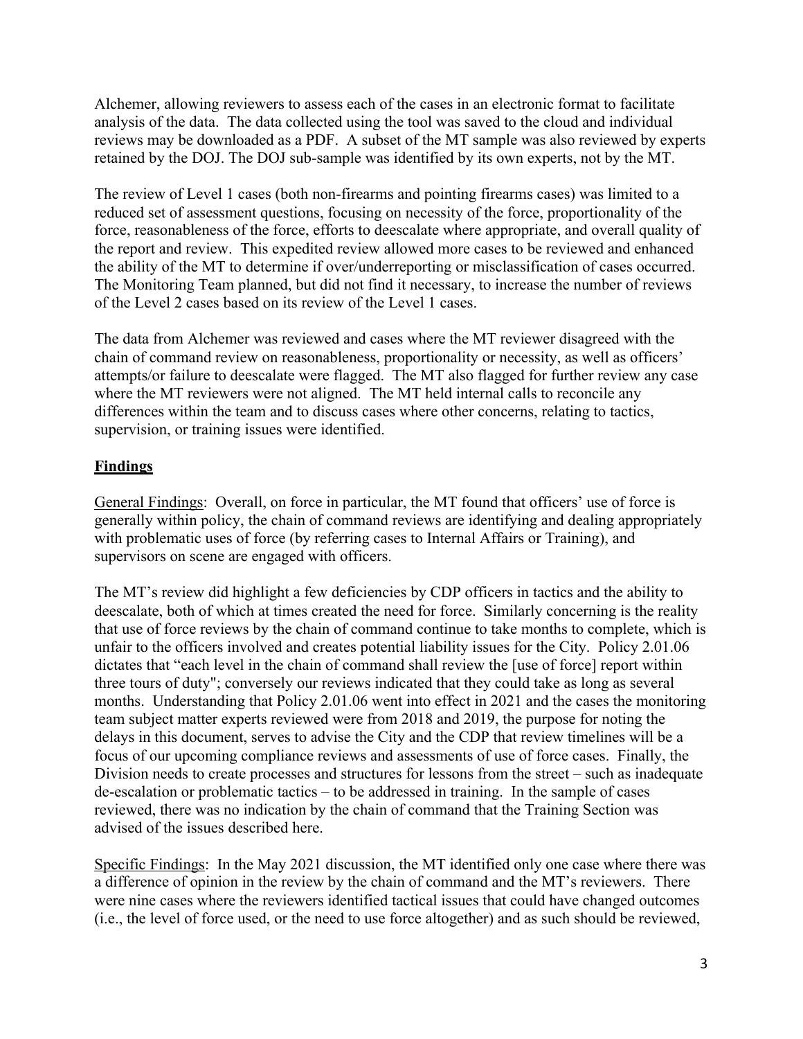Alchemer, allowing reviewers to assess each of the cases in an electronic format to facilitate analysis of the data. The data collected using the tool was saved to the cloud and individual reviews may be downloaded as a PDF. A subset of the MT sample was also reviewed by experts retained by the DOJ. The DOJ sub-sample was identified by its own experts, not by the MT.

The review of Level 1 cases (both non-firearms and pointing firearms cases) was limited to a reduced set of assessment questions, focusing on necessity of the force, proportionality of the force, reasonableness of the force, efforts to deescalate where appropriate, and overall quality of the report and review. This expedited review allowed more cases to be reviewed and enhanced the ability of the MT to determine if over/underreporting or misclassification of cases occurred. The Monitoring Team planned, but did not find it necessary, to increase the number of reviews of the Level 2 cases based on its review of the Level 1 cases.

The data from Alchemer was reviewed and cases where the MT reviewer disagreed with the chain of command review on reasonableness, proportionality or necessity, as well as officers' attempts/or failure to deescalate were flagged. The MT also flagged for further review any case where the MT reviewers were not aligned. The MT held internal calls to reconcile any differences within the team and to discuss cases where other concerns, relating to tactics, supervision, or training issues were identified.

## Findings

General Findings: Overall, on force in particular, the MT found that officers' use of force is generally within policy, the chain of command reviews are identifying and dealing appropriately with problematic uses of force (by referring cases to Internal Affairs or Training), and supervisors on scene are engaged with officers.

The MT's review did highlight a few deficiencies by CDP officers in tactics and the ability to deescalate, both of which at times created the need for force. Similarly concerning is the reality that use of force reviews by the chain of command continue to take months to complete, which is unfair to the officers involved and creates potential liability issues for the City. Policy 2.01.06 dictates that "each level in the chain of command shall review the [use of force] report within three tours of duty"; conversely our reviews indicated that they could take as long as several months. Understanding that Policy 2.01.06 went into effect in 2021 and the cases the monitoring team subject matter experts reviewed were from 2018 and 2019, the purpose for noting the delays in this document, serves to advise the City and the CDP that review timelines will be a focus of our upcoming compliance reviews and assessments of use of force cases. Finally, the Division needs to create processes and structures for lessons from the street – such as inadequate de-escalation or problematic tactics – to be addressed in training. In the sample of cases reviewed, there was no indication by the chain of command that the Training Section was advised of the issues described here.

Specific Findings: In the May 2021 discussion, the MT identified only one case where there was a difference of opinion in the review by the chain of command and the MT's reviewers. There were nine cases where the reviewers identified tactical issues that could have changed outcomes (i.e., the level of force used, or the need to use force altogether) and as such should be reviewed,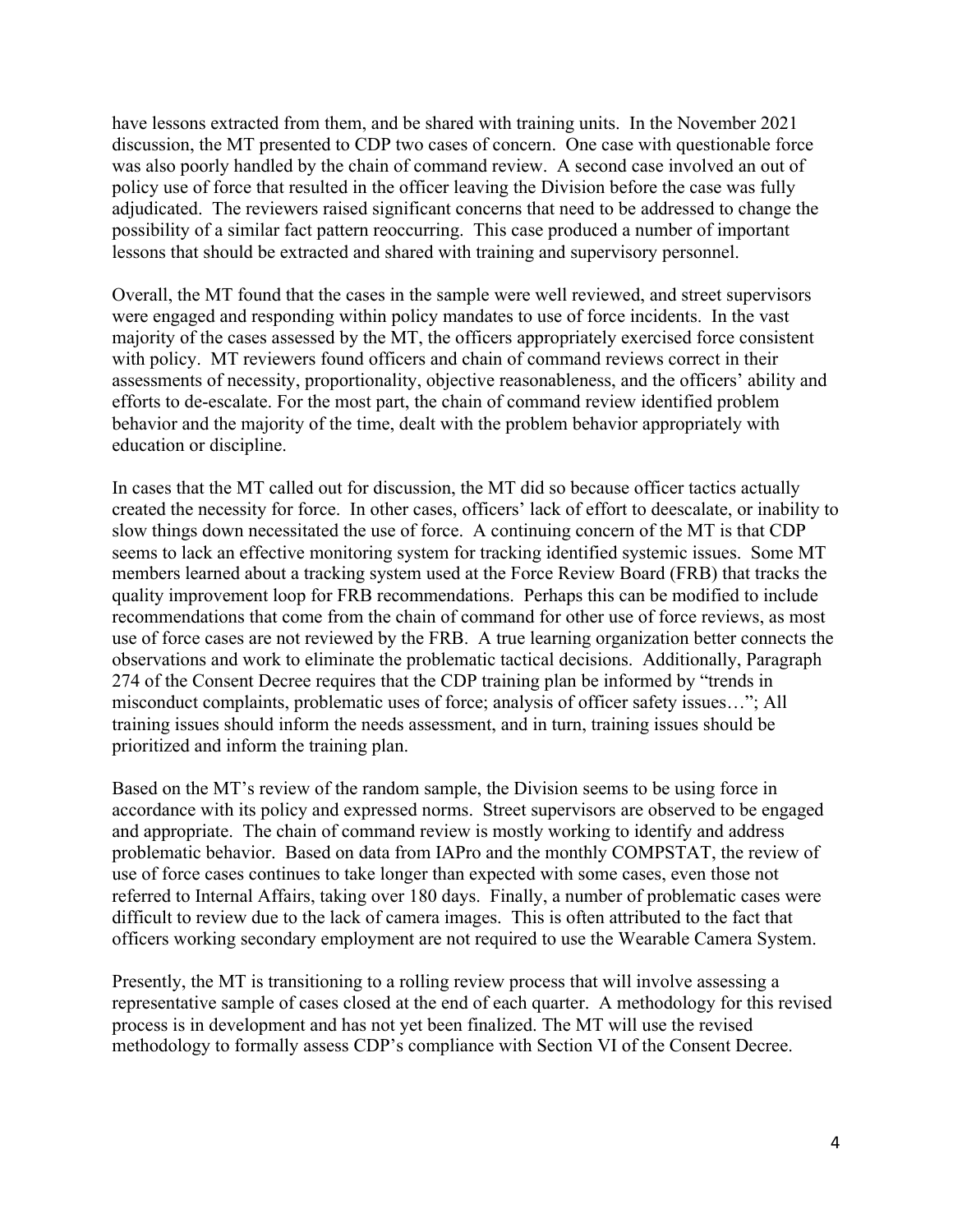have lessons extracted from them, and be shared with training units. In the November 2021 discussion, the MT presented to CDP two cases of concern. One case with questionable force was also poorly handled by the chain of command review. A second case involved an out of policy use of force that resulted in the officer leaving the Division before the case was fully adjudicated. The reviewers raised significant concerns that need to be addressed to change the possibility of a similar fact pattern reoccurring. This case produced a number of important lessons that should be extracted and shared with training and supervisory personnel.

Overall, the MT found that the cases in the sample were well reviewed, and street supervisors were engaged and responding within policy mandates to use of force incidents. In the vast majority of the cases assessed by the MT, the officers appropriately exercised force consistent with policy. MT reviewers found officers and chain of command reviews correct in their assessments of necessity, proportionality, objective reasonableness, and the officers' ability and efforts to de-escalate. For the most part, the chain of command review identified problem behavior and the majority of the time, dealt with the problem behavior appropriately with education or discipline.

In cases that the MT called out for discussion, the MT did so because officer tactics actually created the necessity for force. In other cases, officers' lack of effort to deescalate, or inability to slow things down necessitated the use of force. A continuing concern of the MT is that CDP seems to lack an effective monitoring system for tracking identified systemic issues. Some MT members learned about a tracking system used at the Force Review Board (FRB) that tracks the quality improvement loop for FRB recommendations. Perhaps this can be modified to include recommendations that come from the chain of command for other use of force reviews, as most use of force cases are not reviewed by the FRB. A true learning organization better connects the observations and work to eliminate the problematic tactical decisions. Additionally, Paragraph 274 of the Consent Decree requires that the CDP training plan be informed by "trends in misconduct complaints, problematic uses of force; analysis of officer safety issues…"; All training issues should inform the needs assessment, and in turn, training issues should be prioritized and inform the training plan.

Based on the MT's review of the random sample, the Division seems to be using force in accordance with its policy and expressed norms. Street supervisors are observed to be engaged and appropriate. The chain of command review is mostly working to identify and address problematic behavior. Based on data from IAPro and the monthly COMPSTAT, the review of use of force cases continues to take longer than expected with some cases, even those not referred to Internal Affairs, taking over 180 days. Finally, a number of problematic cases were difficult to review due to the lack of camera images. This is often attributed to the fact that officers working secondary employment are not required to use the Wearable Camera System.

Presently, the MT is transitioning to a rolling review process that will involve assessing a representative sample of cases closed at the end of each quarter. A methodology for this revised process is in development and has not yet been finalized. The MT will use the revised methodology to formally assess CDP's compliance with Section VI of the Consent Decree.